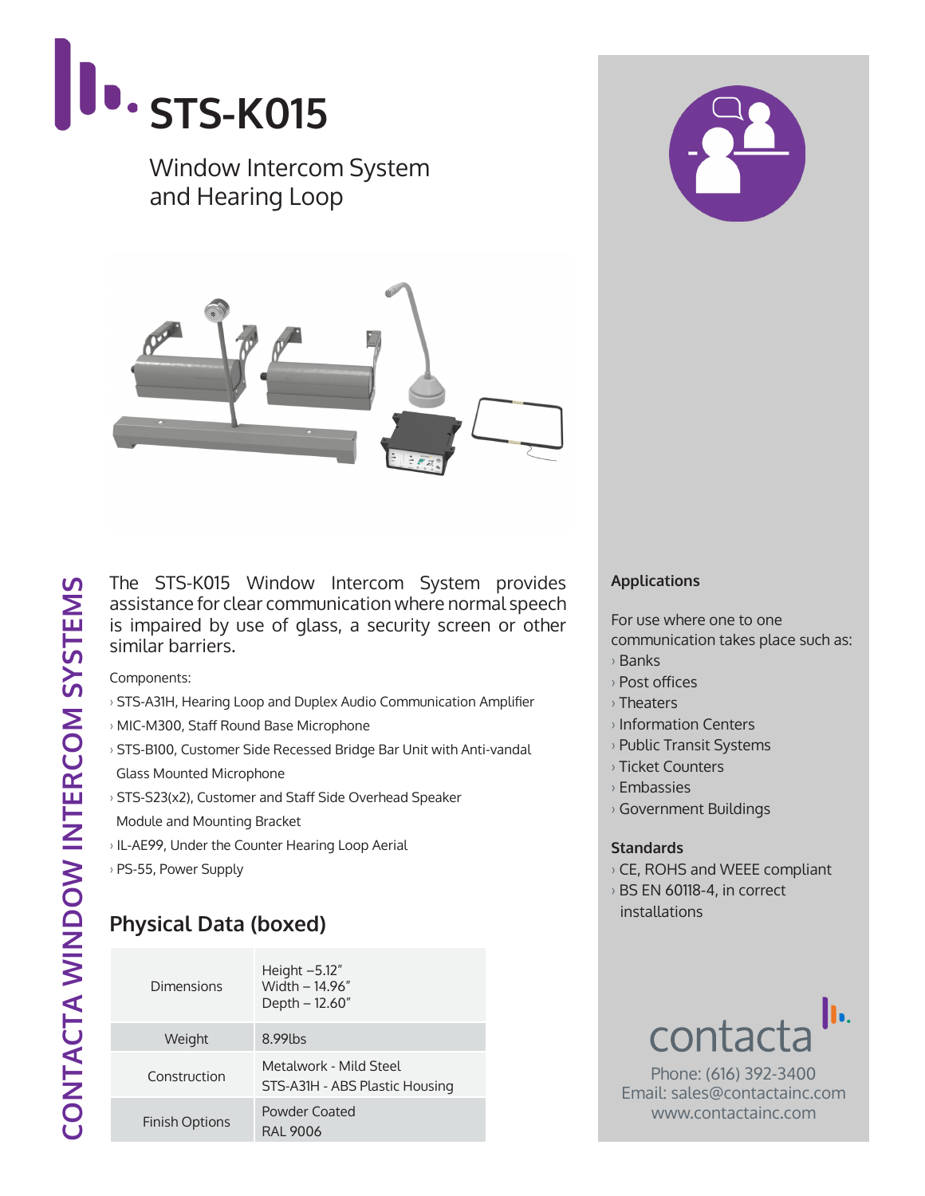# STS-K015

Window Intercom System and Hearing Loop

CONTACTA WINDOW INTERCOM SYSTEMS

The STS-K015 Window Intercom System provides assistance for clear communication where normal speech is impaired by use of glass, a security screen or other similar barriers.

Components:

- STS-A31H, Hearing Loop and Duplex Audio Communication Amplifier
- MIC-M300, Staff Round Base Microphone
- STS-B100, Customer Side Recessed Bridge Bar Unit with Anti-vandal Glass Mounted Microphone
- STS-S23(x2), Customer and Staff Side Overhead Speaker Module and Mounting Bracket
- IL-AE99, Under the Counter Hearing Loop Aerial
- PS-55, Power Supply

## Physical Data (boxed)

| | |
|---|---|
| Dimensions | Height –5.12"<br>Width – 14.96"<br>Depth – 12.60" |
| Weight | 8.99lbs |
| Construction | Metalwork - Mild Steel<br>STS-A31H - ABS Plastic Housing |
| Finish Options | Powder Coated<br>RAL 9006 |

### Applications

For use where one to one communication takes place such as:

- Banks
- Post offices
- Theaters
- Information Centers
- Public Transit Systems
- Ticket Counters
- Embassies
- Government Buildings

### Standards

- CE, ROHS and WEEE compliant
- BS EN 60118-4, in correct installations

contacta

Phone: (616) 392-3400
Email: sales@contactainc.com
www.contactainc.com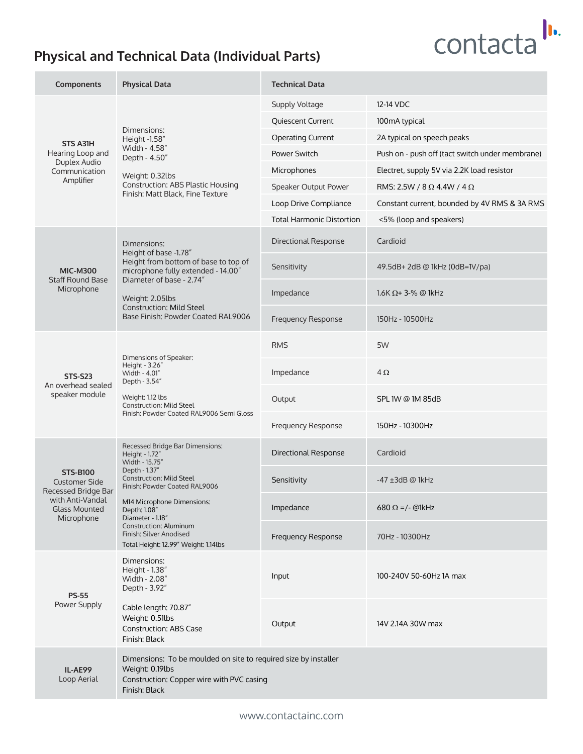## Physical and Technical Data (Individual Parts)

| Components | Physical Data | Technical Data | |
|---|---|---|---|
| **STS A31H**<br>Hearing Loop and Duplex Audio Communication Amplifier | Dimensions:<br>Height -1.58"<br>Width - 4.58"<br>Depth - 4.50"<br><br>Weight: 0.32lbs<br>Construction: ABS Plastic Housing<br>Finish: Matt Black, Fine Texture | Supply Voltage | 12-14 VDC |
| | | Quiescent Current | 100mA typical |
| | | Operating Current | 2A typical on speech peaks |
| | | Power Switch | Push on - push off (tact switch under membrane) |
| | | Microphones | Electret, supply 5V via 2.2K load resistor |
| | | Speaker Output Power | RMS: 2.5W / 8 Ω 4.4W / 4 Ω |
| | | Loop Drive Compliance | Constant current, bounded by 4V RMS & 3A RMS |
| | | Total Harmonic Distortion | <5% (loop and speakers) |
| **MIC-M300**<br>Staff Round Base Microphone | Dimensions:<br>Height of base -1.78"<br>Height from bottom of base to top of microphone fully extended - 14.00"<br>Diameter of base - 2.74"<br><br>Weight: 2.05lbs<br>Construction: Mild Steel<br>Base Finish: Powder Coated RAL9006 | Directional Response | Cardioid |
| | | Sensitivity | 49.5dB+ 2dB @ 1kHz (0dB=1V/pa) |
| | | Impedance | 1.6K Ω+ 3-% @ 1kHz |
| | | Frequency Response | 150Hz - 10500Hz |
| **STS-S23**<br>An overhead sealed speaker module | Dimensions of Speaker:<br>Height - 3.26"<br>Width - 4.01"<br>Depth - 3.54"<br><br>Weight: 1.12 lbs<br>Construction: Mild Steel<br>Finish: Powder Coated RAL9006 Semi Gloss | RMS | 5W |
| | | Impedance | 4 Ω |
| | | Output | SPL 1W @ 1M 85dB |
| | | Frequency Response | 150Hz - 10300Hz |
| **STS-B100**<br>Customer Side Recessed Bridge Bar with Anti-Vandal Glass Mounted Microphone | Recessed Bridge Bar Dimensions:<br>Height - 1.72"<br>Width - 15.75"<br>Depth - 1.37"<br>Construction: Mild Steel<br>Finish: Powder Coated RAL9006<br><br>M14 Microphone Dimensions:<br>Depth: 1.08"<br>Diameter - 1.18"<br>Construction: Aluminum<br>Finish: Silver Anodised<br>Total Height: 12.99" Weight: 1.14lbs | Directional Response | Cardioid |
| | | Sensitivity | -47 ±3dB @ 1kHz |
| | | Impedance | 680 Ω =/- @1kHz |
| | | Frequency Response | 70Hz - 10300Hz |
| **PS-55**<br>Power Supply | Dimensions:<br>Height - 1.38"<br>Width - 2.08"<br>Depth - 3.92"<br><br>Cable length: 70.87"<br>Weight: 0.51lbs<br>Construction: ABS Case<br>Finish: Black | Input | 100-240V 50-60Hz 1A max |
| | | Output | 14V 2.14A 30W max |
| **IL-AE99**<br>Loop Aerial | Dimensions: To be moulded on site to required size by installer<br>Weight: 0.19lbs<br>Construction: Copper wire with PVC casing<br>Finish: Black | | |

www.contactainc.com